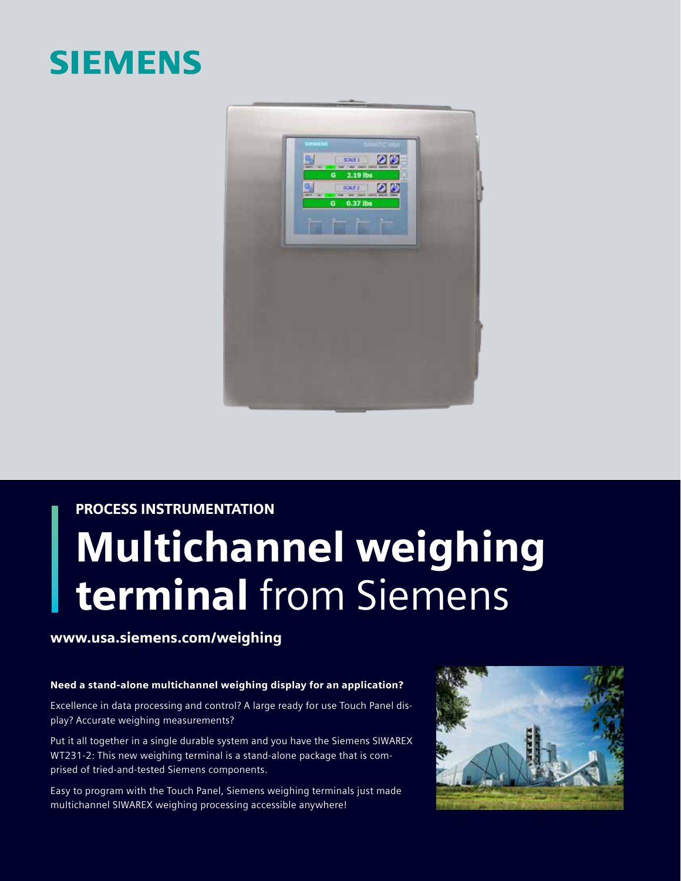SIEMENS

PROCESS INSTRUMENTATION

# Multichannel weighing terminal from Siemens

**www.usa.siemens.com/weighing**

**Need a stand-alone multichannel weighing display for an application?**

Excellence in data processing and control? A large ready for use Touch Panel display? Accurate weighing measurements?

Put it all together in a single durable system and you have the Siemens SIWAREX WT231-2: This new weighing terminal is a stand-alone package that is comprised of tried-and-tested Siemens components.

Easy to program with the Touch Panel, Siemens weighing terminals just made multichannel SIWAREX weighing processing accessible anywhere!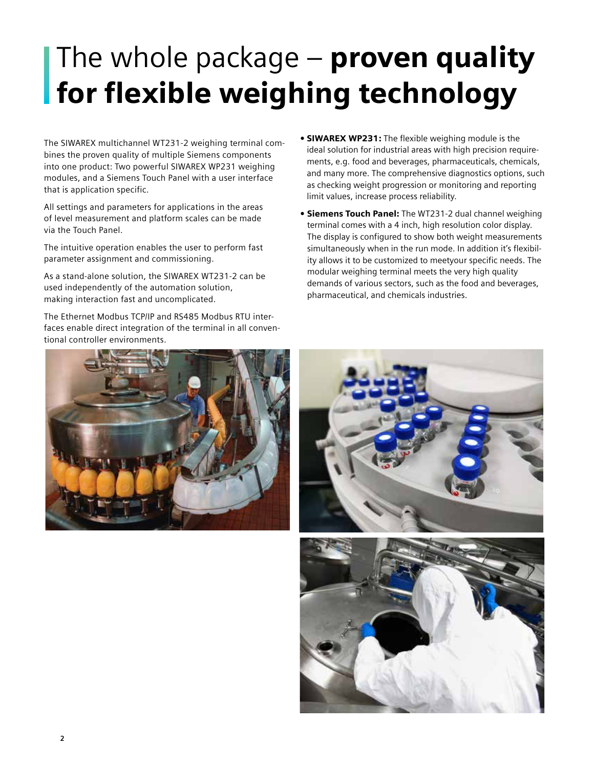# The whole package – **proven quality for flexible weighing technology**

The SIWAREX multichannel WT231-2 weighing terminal combines the proven quality of multiple Siemens components into one product: Two powerful SIWAREX WP231 weighing modules, and a Siemens Touch Panel with a user interface that is application specific.

All settings and parameters for applications in the areas of level measurement and platform scales can be made via the Touch Panel.

The intuitive operation enables the user to perform fast parameter assignment and commissioning.

As a stand-alone solution, the SIWAREX WT231-2 can be used independently of the automation solution, making interaction fast and uncomplicated.

The Ethernet Modbus TCP/IP and RS485 Modbus RTU interfaces enable direct integration of the terminal in all conventional controller environments.

- **SIWAREX WP231:** The flexible weighing module is the ideal solution for industrial areas with high precision requirements, e.g. food and beverages, pharmaceuticals, chemicals, and many more. The comprehensive diagnostics options, such as checking weight progression or monitoring and reporting limit values, increase process reliability.
- **Siemens Touch Panel:** The WT231-2 dual channel weighing terminal comes with a 4 inch, high resolution color display. The display is configured to show both weight measurements simultaneously when in the run mode. In addition it's flexibility allows it to be customized to meetyour specific needs. The modular weighing terminal meets the very high quality demands of various sectors, such as the food and beverages, pharmaceutical, and chemicals industries.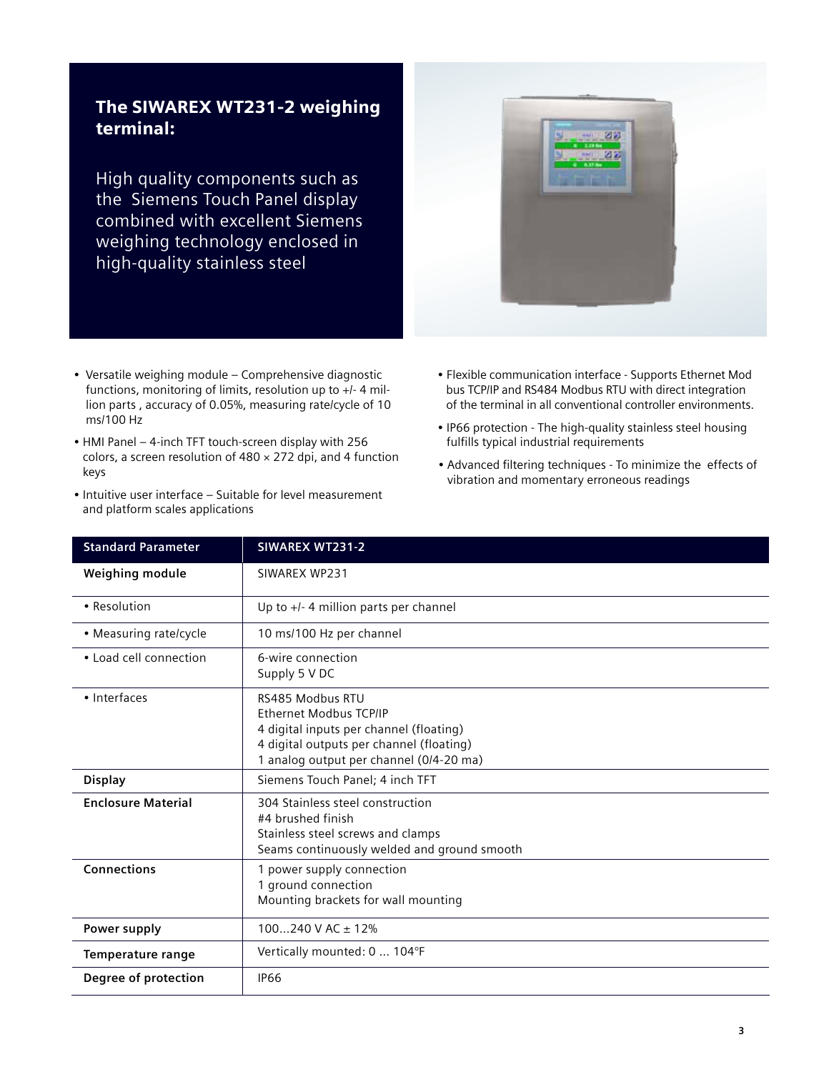## The SIWAREX WT231-2 weighing terminal:

High quality components such as the Siemens Touch Panel display combined with excellent Siemens weighing technology enclosed in high-quality stainless steel

- Versatile weighing module – Comprehensive diagnostic functions, monitoring of limits, resolution up to +/- 4 million parts , accuracy of 0.05%, measuring rate/cycle of 10 ms/100 Hz
- HMI Panel – 4-inch TFT touch-screen display with 256 colors, a screen resolution of 480 × 272 dpi, and 4 function keys
- Intuitive user interface – Suitable for level measurement and platform scales applications
- Flexible communication interface - Supports Ethernet Mod bus TCP/IP and RS484 Modbus RTU with direct integration of the terminal in all conventional controller environments.
- IP66 protection - The high-quality stainless steel housing fulfills typical industrial requirements
- Advanced filtering techniques - To minimize the effects of vibration and momentary erroneous readings

| Standard Parameter | SIWAREX WT231-2 |
| --- | --- |
| **Weighing module** | SIWAREX WP231 |
| • Resolution | Up to +/- 4 million parts per channel |
| • Measuring rate/cycle | 10 ms/100 Hz per channel |
| • Load cell connection | 6-wire connection<br>Supply 5 V DC |
| • Interfaces | RS485 Modbus RTU<br>Ethernet Modbus TCP/IP<br>4 digital inputs per channel (floating)<br>4 digital outputs per channel (floating)<br>1 analog output per channel (0/4-20 ma) |
| **Display** | Siemens Touch Panel; 4 inch TFT |
| **Enclosure Material** | 304 Stainless steel construction<br>#4 brushed finish<br>Stainless steel screws and clamps<br>Seams continuously welded and ground smooth |
| **Connections** | 1 power supply connection<br>1 ground connection<br>Mounting brackets for wall mounting |
| **Power supply** | 100...240 V AC ± 12% |
| **Temperature range** | Vertically mounted: 0 ... 104°F |
| **Degree of protection** | IP66 |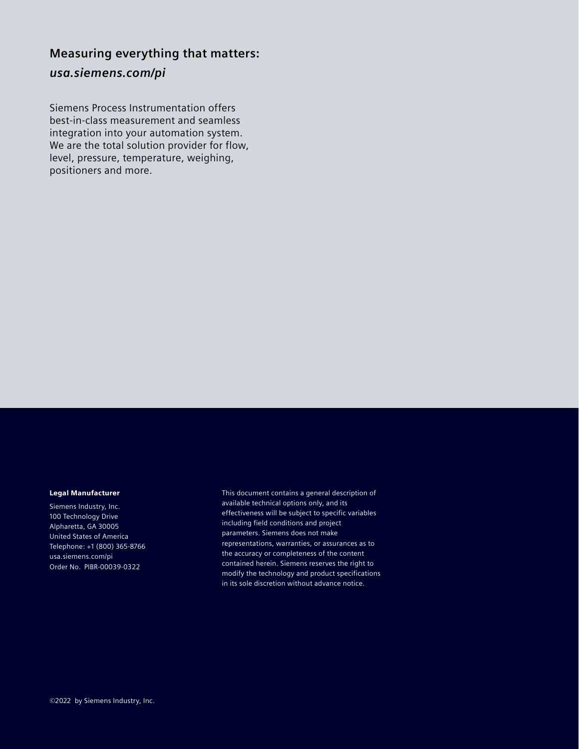**Measuring everything that matters:**

***usa.siemens.com/pi***

Siemens Process Instrumentation offers best-in-class measurement and seamless integration into your automation system. We are the total solution provider for flow, level, pressure, temperature, weighing, positioners and more.

**Legal Manufacturer**

Siemens Industry, Inc.
100 Technology Drive
Alpharetta, GA 30005
United States of America
Telephone: +1 (800) 365-8766
usa.siemens.com/pi
Order No. PIBR-00039-0322

This document contains a general description of available technical options only, and its effectiveness will be subject to specific variables including field conditions and project parameters. Siemens does not make representations, warranties, or assurances as to the accuracy or completeness of the content contained herein. Siemens reserves the right to modify the technology and product specifications in its sole discretion without advance notice.

©2022 by Siemens Industry, Inc.